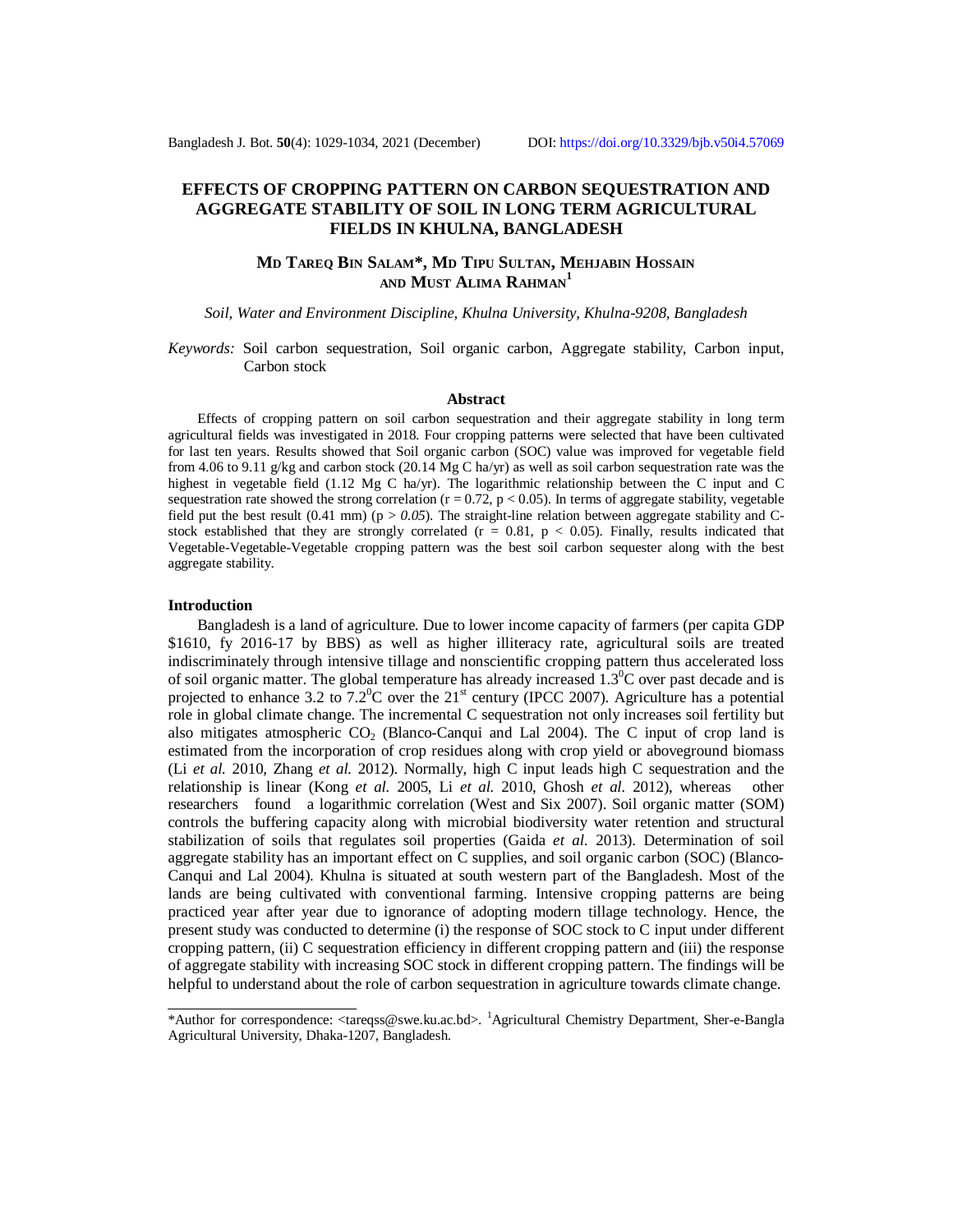# EFFECTS OF CROPPING PATTERN ON CARBON SEQUESTRATION AND AGGREGATE STABILITY OF SOIL IN LONG TERM AGRICULTURAL FIELDS IN KHULNA, BANGLADESH

**MD TAREQ BIN SALAM*, MD TIPU SULTAN, MEHJABIN HOSSAIN AND MUST ALIMA RAHMAN[1]**

*Soil, Water and Environment Discipline, Khulna University, Khulna-9208, Bangladesh*

*Keywords:* Soil carbon sequestration, Soil organic carbon, Aggregate stability, Carbon input, Carbon stock

## Abstract

Effects of cropping pattern on soil carbon sequestration and their aggregate stability in long term agricultural fields was investigated in 2018. Four cropping patterns were selected that have been cultivated for last ten years. Results showed that Soil organic carbon (SOC) value was improved for vegetable field from 4.06 to 9.11 g/kg and carbon stock (20.14 Mg C ha/yr) as well as soil carbon sequestration rate was the highest in vegetable field (1.12 Mg C ha/yr). The logarithmic relationship between the C input and C sequestration rate showed the strong correlation ($r = 0.72$, $p < 0.05$). In terms of aggregate stability, vegetable field put the best result (0.41 mm) ($p > 0.05$). The straight-line relation between aggregate stability and C-stock established that they are strongly correlated ($r = 0.81$, $p < 0.05$). Finally, results indicated that Vegetable-Vegetable-Vegetable cropping pattern was the best soil carbon sequester along with the best aggregate stability.

## Introduction

Bangladesh is a land of agriculture. Due to lower income capacity of farmers (per capita GDP \$1610, fy 2016-17 by BBS) as well as higher illiteracy rate, agricultural soils are treated indiscriminately through intensive tillage and nonscientific cropping pattern thus accelerated loss of soil organic matter. The global temperature has already increased $1.3^{0}$C over past decade and is projected to enhance 3.2 to $7.2^{0}$C over the $21^{st}$ century (IPCC 2007). Agriculture has a potential role in global climate change. The incremental C sequestration not only increases soil fertility but also mitigates atmospheric $CO_2$ (Blanco-Canqui and Lal 2004). The C input of crop land is estimated from the incorporation of crop residues along with crop yield or aboveground biomass (Li *et al.* 2010, Zhang *et al.* 2012). Normally, high C input leads high C sequestration and the relationship is linear (Kong *et al.* 2005, Li *et al.* 2010, Ghosh *et al.* 2012), whereas other researchers found a logarithmic correlation (West and Six 2007). Soil organic matter (SOM) controls the buffering capacity along with microbial biodiversity water retention and structural stabilization of soils that regulates soil properties (Gaida *et al.* 2013). Determination of soil aggregate stability has an important effect on C supplies, and soil organic carbon (SOC) (Blanco-Canqui and Lal 2004). Khulna is situated at south western part of the Bangladesh. Most of the lands are being cultivated with conventional farming. Intensive cropping patterns are being practiced year after year due to ignorance of adopting modern tillage technology. Hence, the present study was conducted to determine (i) the response of SOC stock to C input under different cropping pattern, (ii) C sequestration efficiency in different cropping pattern and (iii) the response of aggregate stability with increasing SOC stock in different cropping pattern. The findings will be helpful to understand about the role of carbon sequestration in agriculture towards climate change.

---

*Author for correspondence: <tareqss@swe.ku.ac.bd>. [1]Agricultural Chemistry Department, Sher-e-Bangla Agricultural University, Dhaka-1207, Bangladesh.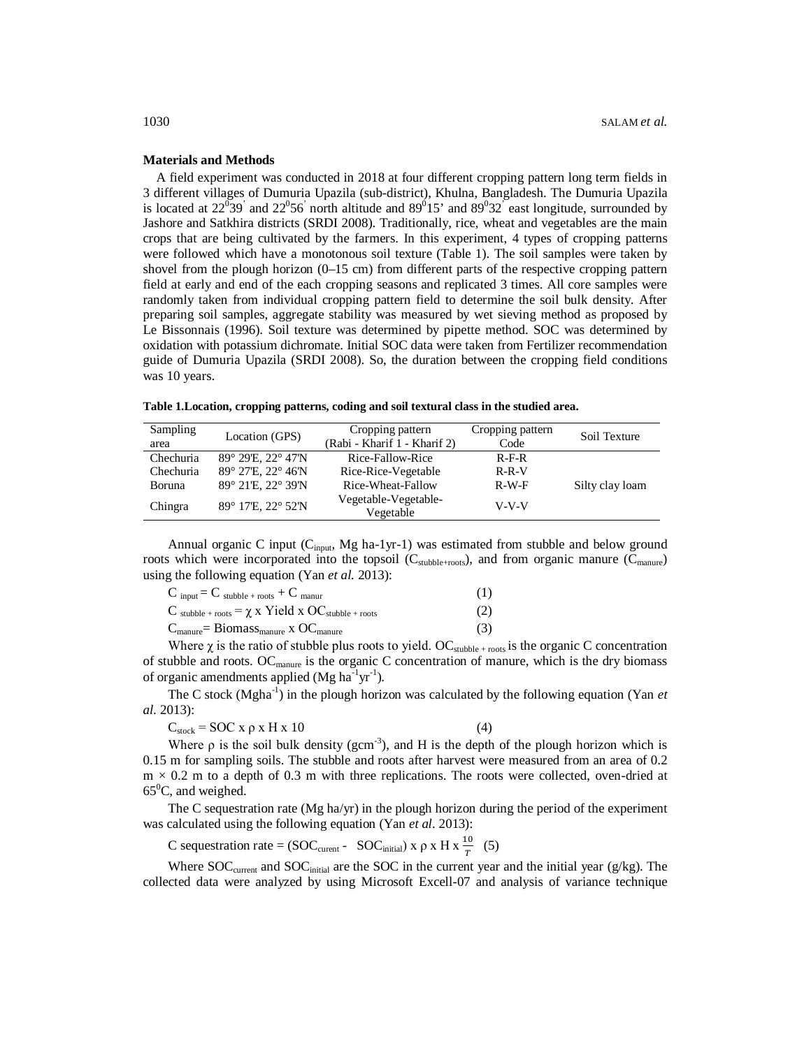**Materials and Methods**

A field experiment was conducted in 2018 at four different cropping pattern long term fields in 3 different villages of Dumuria Upazila (sub-district), Khulna, Bangladesh. The Dumuria Upazila is located at $22^0 39'$ and $22^0 56'$ north altitude and $89^0 15'$ and $89^0 32'$ east longitude, surrounded by Jashore and Satkhira districts (SRDI 2008). Traditionally, rice, wheat and vegetables are the main crops that are being cultivated by the farmers. In this experiment, 4 types of cropping patterns were followed which have a monotonous soil texture (Table 1). The soil samples were taken by shovel from the plough horizon (0–15 cm) from different parts of the respective cropping pattern field at early and end of the each cropping seasons and replicated 3 times. All core samples were randomly taken from individual cropping pattern field to determine the soil bulk density. After preparing soil samples, aggregate stability was measured by wet sieving method as proposed by Le Bissonnais (1996). Soil texture was determined by pipette method. SOC was determined by oxidation with potassium dichromate. Initial SOC data were taken from Fertilizer recommendation guide of Dumuria Upazila (SRDI 2008). So, the duration between the cropping field conditions was 10 years.

**Table 1.Location, cropping patterns, coding and soil textural class in the studied area.**

| Sampling area | Location (GPS) | Cropping pattern (Rabi - Kharif 1 - Kharif 2) | Cropping pattern Code | Soil Texture |
|---|---|---|---|---|
| Chechuria | 89° 29'E, 22° 47'N | Rice-Fallow-Rice | R-F-R | |
| Chechuria | 89° 27'E, 22° 46'N | Rice-Rice-Vegetable | R-R-V | |
| Boruna | 89° 21'E, 22° 39'N | Rice-Wheat-Fallow | R-W-F | Silty clay loam |
| Chingra | 89° 17'E, 22° 52'N | Vegetable-Vegetable-Vegetable | V-V-V | |

Annual organic C input ($C_{input}$, Mg ha-1yr-1) was estimated from stubble and below ground roots which were incorporated into the topsoil ($C_{stubble+roots}$), and from organic manure ($C_{manure}$) using the following equation (Yan *et al.* 2013):

$$C_{input} = C_{stubble + roots} + C_{manur} \quad (1)$$

$$C_{stubble + roots} = \chi \text{ x Yield x } OC_{stubble + roots} \quad (2)$$

$$C_{manure} = Biomass_{manure} \text{ x } OC_{manure} \quad (3)$$

Where $\chi$ is the ratio of stubble plus roots to yield. $OC_{stubble + roots}$ is the organic C concentration of stubble and roots. $OC_{manure}$ is the organic C concentration of manure, which is the dry biomass of organic amendments applied (Mg $ha^{-1}yr^{-1}$).

The C stock ($Mgha^{-1}$) in the plough horizon was calculated by the following equation (Yan *et al.* 2013):

$$C_{stock} = SOC \text{ x } \rho \text{ x H x 10} \quad (4)$$

Where $\rho$ is the soil bulk density ($gcm^{-3}$), and H is the depth of the plough horizon which is 0.15 m for sampling soils. The stubble and roots after harvest were measured from an area of 0.2 m × 0.2 m to a depth of 0.3 m with three replications. The roots were collected, oven-dried at $65^0$C, and weighed.

The C sequestration rate (Mg ha/yr) in the plough horizon during the period of the experiment was calculated using the following equation (Yan *et al*. 2013):

$$\text{C sequestration rate} = (SOC_{curent} - SOC_{initial}) \text{ x } \rho \text{ x H x } \frac{10}{T} \quad (5)$$

Where $SOC_{current}$ and $SOC_{initial}$ are the SOC in the current year and the initial year (g/kg). The collected data were analyzed by using Microsoft Excell-07 and analysis of variance technique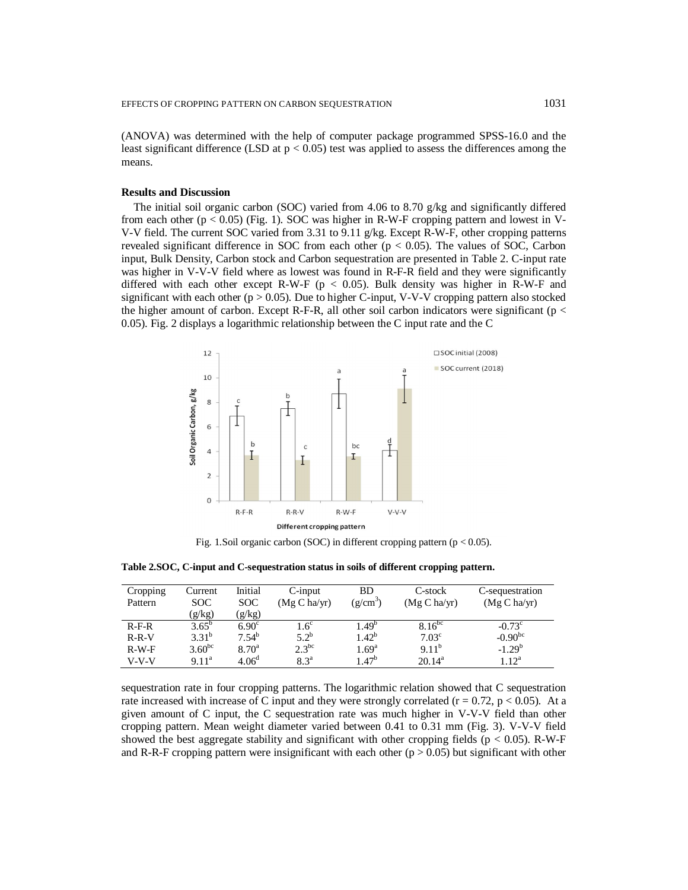(ANOVA) was determined with the help of computer package programmed SPSS-16.0 and the least significant difference (LSD at $p < 0.05$) test was applied to assess the differences among the means.

## Results and Discussion

The initial soil organic carbon (SOC) varied from 4.06 to 8.70 g/kg and significantly differed from each other ($p < 0.05$) (Fig. 1). SOC was higher in R-W-F cropping pattern and lowest in V-V-V field. The current SOC varied from 3.31 to 9.11 g/kg. Except R-W-F, other cropping patterns revealed significant difference in SOC from each other ($p < 0.05$). The values of SOC, Carbon input, Bulk Density, Carbon stock and Carbon sequestration are presented in Table 2. C-input rate was higher in V-V-V field where as lowest was found in R-F-R field and they were significantly differed with each other except R-W-F ($p < 0.05$). Bulk density was higher in R-W-F and significant with each other ($p > 0.05$). Due to higher C-input, V-V-V cropping pattern also stocked the higher amount of carbon. Except R-F-R, all other soil carbon indicators were significant ($p < 0.05$). Fig. 2 displays a logarithmic relationship between the C input rate and the C

Fig. 1. Soil organic carbon (SOC) in different cropping pattern ($p < 0.05$).

**Table 2. SOC, C-input and C-sequestration status in soils of different cropping pattern.**

| Cropping Pattern | Current SOC (g/kg) | Initial SOC (g/kg) | C-input (Mg C ha/yr) | BD ($g/cm^3$) | C-stock (Mg C ha/yr) | C-sequestration (Mg C ha/yr) |
|---|---|---|---|---|---|---|
| R-F-R | $3.65^{b}$ | $6.90^{c}$ | $1.6^{c}$ | $1.49^{b}$ | $8.16^{bc}$ | $-0.73^{c}$ |
| R-R-V | $3.31^{b}$ | $7.54^{b}$ | $5.2^{b}$ | $1.42^{b}$ | $7.03^{c}$ | $-0.90^{bc}$ |
| R-W-F | $3.60^{bc}$ | $8.70^{a}$ | $2.3^{bc}$ | $1.69^{a}$ | $9.11^{b}$ | $-1.29^{b}$ |
| V-V-V | $9.11^{a}$ | $4.06^{d}$ | $8.3^{a}$ | $1.47^{b}$ | $20.14^{a}$ | $1.12^{a}$ |

sequestration rate in four cropping patterns. The logarithmic relation showed that C sequestration rate increased with increase of C input and they were strongly correlated ($r = 0.72$, $p < 0.05$). At a given amount of C input, the C sequestration rate was much higher in V-V-V field than other cropping pattern. Mean weight diameter varied between 0.41 to 0.31 mm (Fig. 3). V-V-V field showed the best aggregate stability and significant with other cropping fields ($p < 0.05$). R-W-F and R-R-F cropping pattern were insignificant with each other ($p > 0.05$) but significant with other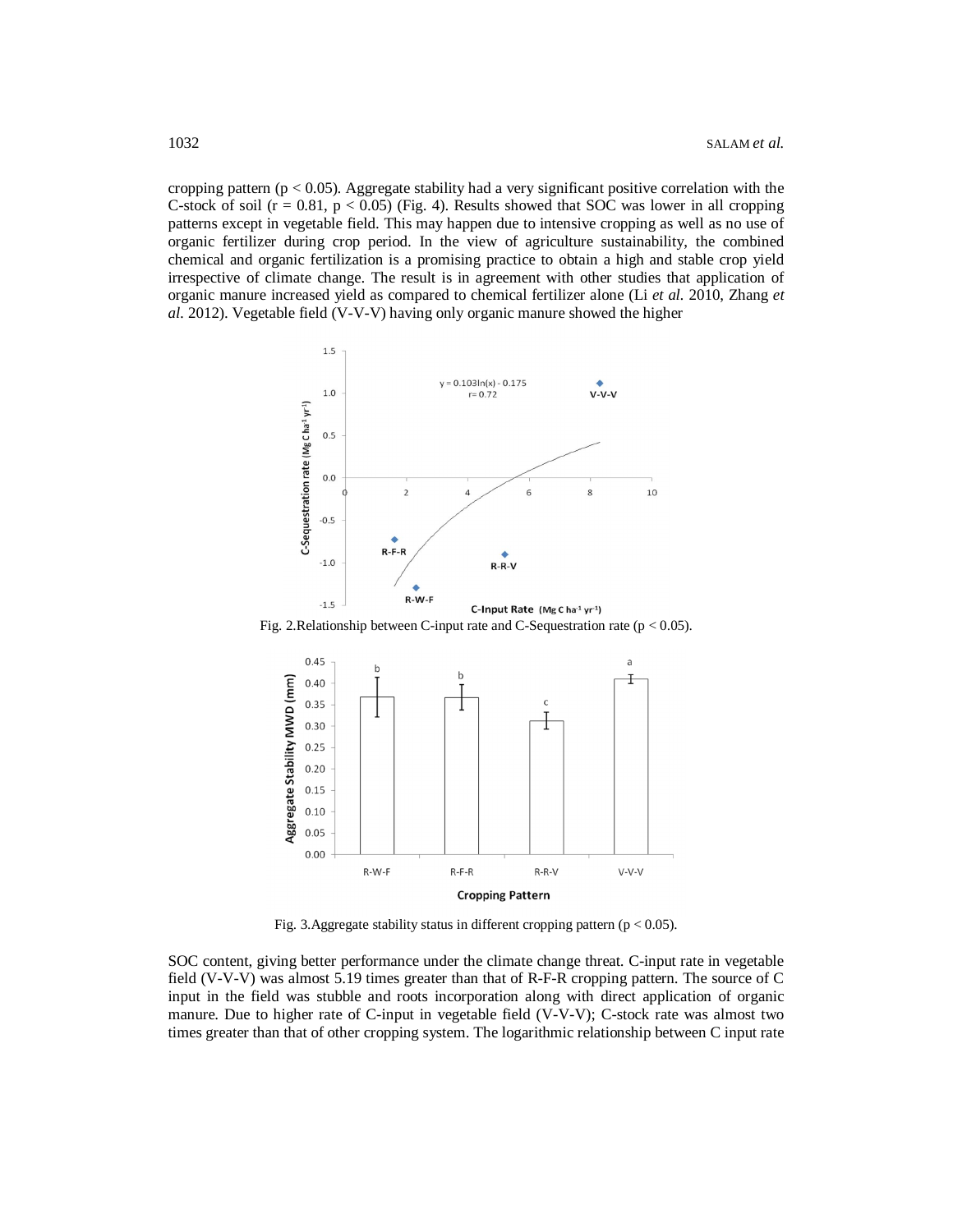cropping pattern ($p < 0.05$). Aggregate stability had a very significant positive correlation with the C-stock of soil ($r = 0.81$, $p < 0.05$) (Fig. 4). Results showed that SOC was lower in all cropping patterns except in vegetable field. This may happen due to intensive cropping as well as no use of organic fertilizer during crop period. In the view of agriculture sustainability, the combined chemical and organic fertilization is a promising practice to obtain a high and stable crop yield irrespective of climate change. The result is in agreement with other studies that application of organic manure increased yield as compared to chemical fertilizer alone (Li *et al.* 2010, Zhang *et al.* 2012). Vegetable field (V-V-V) having only organic manure showed the higher

Fig. 2. Relationship between C-input rate and C-Sequestration rate ($p < 0.05$).

Fig. 3. Aggregate stability status in different cropping pattern ($p < 0.05$).

SOC content, giving better performance under the climate change threat. C-input rate in vegetable field (V-V-V) was almost 5.19 times greater than that of R-F-R cropping pattern. The source of C input in the field was stubble and roots incorporation along with direct application of organic manure. Due to higher rate of C-input in vegetable field (V-V-V); C-stock rate was almost two times greater than that of other cropping system. The logarithmic relationship between C input rate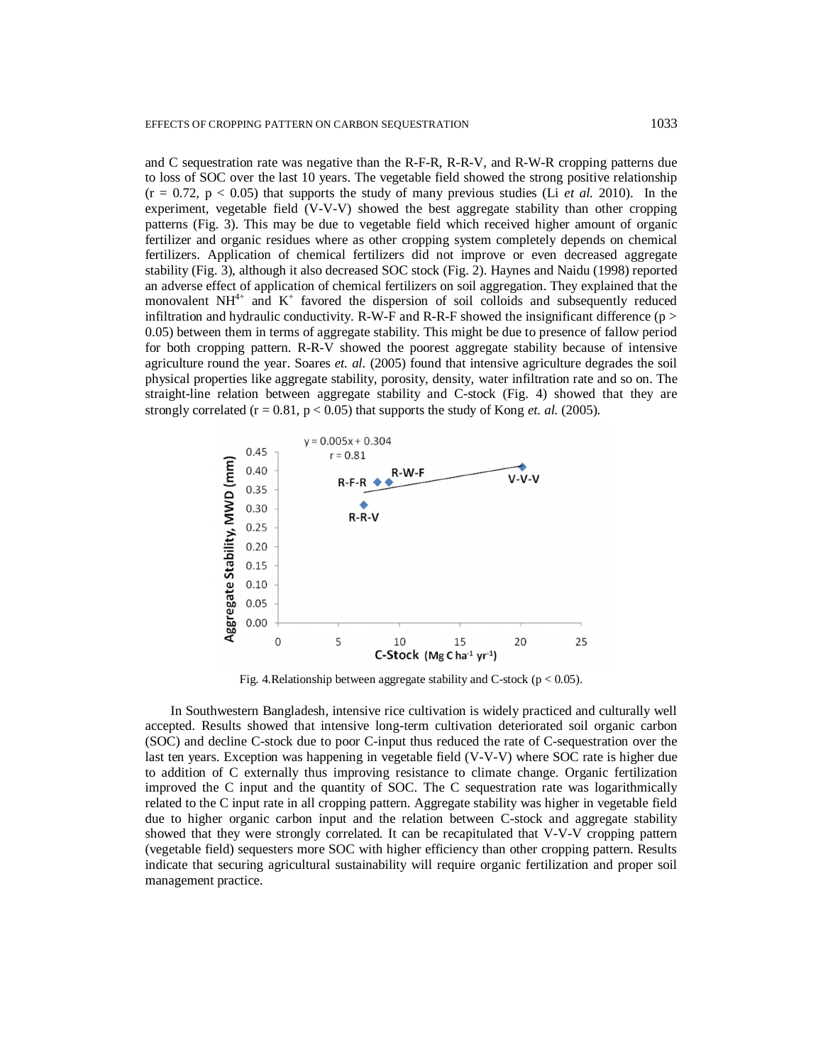and C sequestration rate was negative than the R-F-R, R-R-V, and R-W-R cropping patterns due to loss of SOC over the last 10 years. The vegetable field showed the strong positive relationship ($r = 0.72$, $p < 0.05$) that supports the study of many previous studies (Li *et al.* 2010). In the experiment, vegetable field (V-V-V) showed the best aggregate stability than other cropping patterns (Fig. 3). This may be due to vegetable field which received higher amount of organic fertilizer and organic residues where as other cropping system completely depends on chemical fertilizers. Application of chemical fertilizers did not improve or even decreased aggregate stability (Fig. 3), although it also decreased SOC stock (Fig. 2). Haynes and Naidu (1998) reported an adverse effect of application of chemical fertilizers on soil aggregation. They explained that the monovalent $NH^{4+}$ and $K^{+}$ favored the dispersion of soil colloids and subsequently reduced infiltration and hydraulic conductivity. R-W-F and R-R-F showed the insignificant difference ($p > 0.05$) between them in terms of aggregate stability. This might be due to presence of fallow period for both cropping pattern. R-R-V showed the poorest aggregate stability because of intensive agriculture round the year. Soares *et. al.* (2005) found that intensive agriculture degrades the soil physical properties like aggregate stability, porosity, density, water infiltration rate and so on. The straight-line relation between aggregate stability and C-stock (Fig. 4) showed that they are strongly correlated ($r = 0.81$, $p < 0.05$) that supports the study of Kong *et. al.* (2005).

Fig. 4.Relationship between aggregate stability and C-stock ($p < 0.05$).

In Southwestern Bangladesh, intensive rice cultivation is widely practiced and culturally well accepted. Results showed that intensive long-term cultivation deteriorated soil organic carbon (SOC) and decline C-stock due to poor C-input thus reduced the rate of C-sequestration over the last ten years. Exception was happening in vegetable field (V-V-V) where SOC rate is higher due to addition of C externally thus improving resistance to climate change. Organic fertilization improved the C input and the quantity of SOC. The C sequestration rate was logarithmically related to the C input rate in all cropping pattern. Aggregate stability was higher in vegetable field due to higher organic carbon input and the relation between C-stock and aggregate stability showed that they were strongly correlated. It can be recapitulated that V-V-V cropping pattern (vegetable field) sequesters more SOC with higher efficiency than other cropping pattern. Results indicate that securing agricultural sustainability will require organic fertilization and proper soil management practice.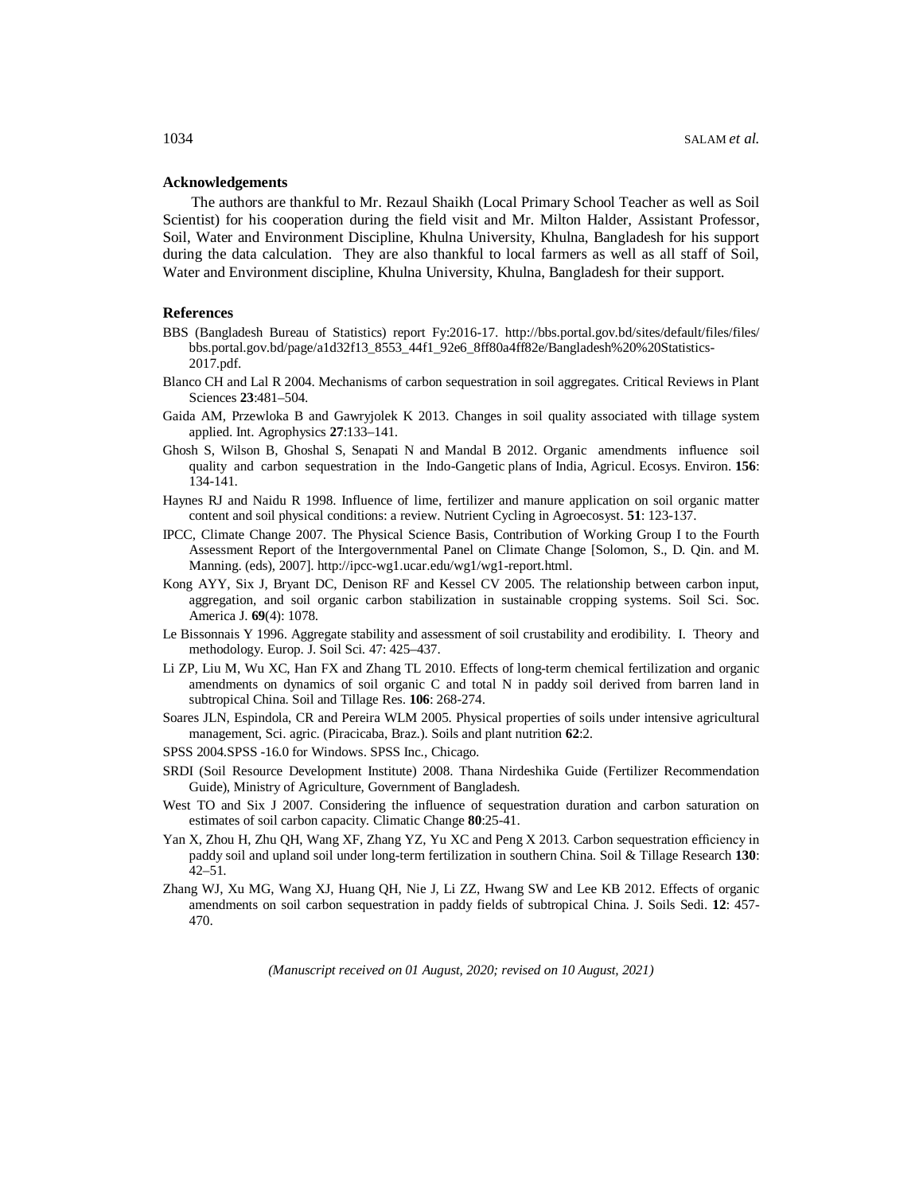## Acknowledgements

The authors are thankful to Mr. Rezaul Shaikh (Local Primary School Teacher as well as Soil Scientist) for his cooperation during the field visit and Mr. Milton Halder, Assistant Professor, Soil, Water and Environment Discipline, Khulna University, Khulna, Bangladesh for his support during the data calculation. They are also thankful to local farmers as well as all staff of Soil, Water and Environment discipline, Khulna University, Khulna, Bangladesh for their support.

## References

BBS (Bangladesh Bureau of Statistics) report Fy:2016-17. http://bbs.portal.gov.bd/sites/default/files/files/bbs.portal.gov.bd/page/a1d32f13_8553_44f1_92e6_8ff80a4ff82e/Bangladesh%20%20Statistics-2017.pdf.

Blanco CH and Lal R 2004. Mechanisms of carbon sequestration in soil aggregates. Critical Reviews in Plant Sciences **23**:481–504.

Gaida AM, Przewloka B and Gawryjolek K 2013. Changes in soil quality associated with tillage system applied. Int. Agrophysics **27**:133–141.

Ghosh S, Wilson B, Ghoshal S, Senapati N and Mandal B 2012. Organic amendments influence soil quality and carbon sequestration in the Indo-Gangetic plans of India, Agricul. Ecosys. Environ. **156**: 134-141.

Haynes RJ and Naidu R 1998. Influence of lime, fertilizer and manure application on soil organic matter content and soil physical conditions: a review. Nutrient Cycling in Agroecosyst. **51**: 123-137.

IPCC, Climate Change 2007. The Physical Science Basis, Contribution of Working Group I to the Fourth Assessment Report of the Intergovernmental Panel on Climate Change [Solomon, S., D. Qin. and M. Manning. (eds), 2007]. http://ipcc-wg1.ucar.edu/wg1/wg1-report.html.

Kong AYY, Six J, Bryant DC, Denison RF and Kessel CV 2005. The relationship between carbon input, aggregation, and soil organic carbon stabilization in sustainable cropping systems. Soil Sci. Soc. America J. **69**(4): 1078.

Le Bissonnais Y 1996. Aggregate stability and assessment of soil crustability and erodibility. I. Theory and methodology. Europ. J. Soil Sci. 47: 425–437.

Li ZP, Liu M, Wu XC, Han FX and Zhang TL 2010. Effects of long-term chemical fertilization and organic amendments on dynamics of soil organic C and total N in paddy soil derived from barren land in subtropical China. Soil and Tillage Res. **106**: 268-274.

Soares JLN, Espindola, CR and Pereira WLM 2005. Physical properties of soils under intensive agricultural management, Sci. agric. (Piracicaba, Braz.). Soils and plant nutrition **62**:2.

SPSS 2004.SPSS -16.0 for Windows. SPSS Inc., Chicago.

SRDI (Soil Resource Development Institute) 2008. Thana Nirdeshika Guide (Fertilizer Recommendation Guide), Ministry of Agriculture, Government of Bangladesh.

West TO and Six J 2007. Considering the influence of sequestration duration and carbon saturation on estimates of soil carbon capacity. Climatic Change **80**:25-41.

Yan X, Zhou H, Zhu QH, Wang XF, Zhang YZ, Yu XC and Peng X 2013. Carbon sequestration efficiency in paddy soil and upland soil under long-term fertilization in southern China. Soil & Tillage Research **130**: 42–51.

Zhang WJ, Xu MG, Wang XJ, Huang QH, Nie J, Li ZZ, Hwang SW and Lee KB 2012. Effects of organic amendments on soil carbon sequestration in paddy fields of subtropical China. J. Soils Sedi. **12**: 457-470.

*(Manuscript received on 01 August, 2020; revised on 10 August, 2021)*